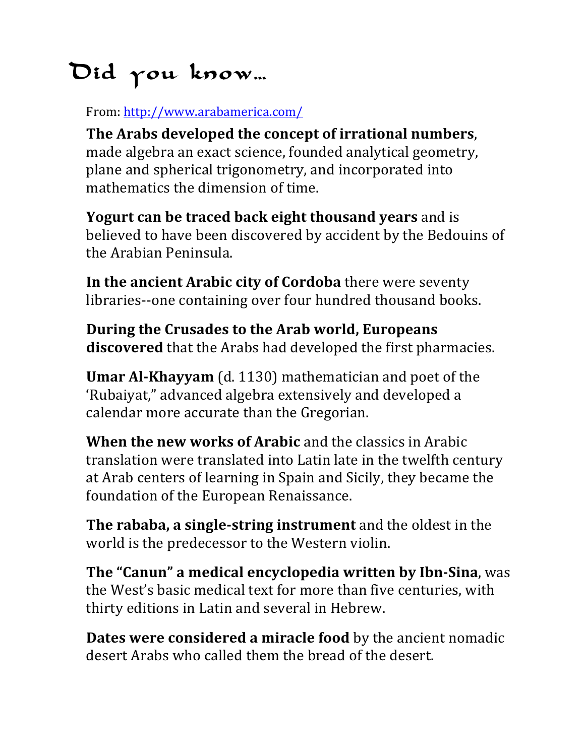# Did you know…

From: http://www.arabamerica.com/

**The Arabs developed the concept of irrational numbers**, made algebra an exact science, founded analytical geometry, plane and spherical trigonometry, and incorporated into mathematics the dimension of time.

**Yogurt can be traced back eight thousand years** and is believed to have been discovered by accident by the Bedouins of the Arabian Peninsula.

**In the ancient Arabic city of Cordoba** there were seventy libraries--one containing over four hundred thousand books.

**During the Crusades to the Arab world, Europeans discovered** that the Arabs had developed the first pharmacies.

**Umar Al-Khayyam** (d. 1130) mathematician and poet of the 'Rubaiyat," advanced algebra extensively and developed a calendar more accurate than the Gregorian.

**When the new works of Arabic** and the classics in Arabic translation were translated into Latin late in the twelfth century at Arab centers of learning in Spain and Sicily, they became the foundation of the European Renaissance.

**The rababa, a single-string instrument** and the oldest in the world is the predecessor to the Western violin.

**The "Canun" a medical encyclopedia written by Ibn-Sina**, was the West's basic medical text for more than five centuries, with thirty editions in Latin and several in Hebrew.

**Dates were considered a miracle food** by the ancient nomadic desert Arabs who called them the bread of the desert.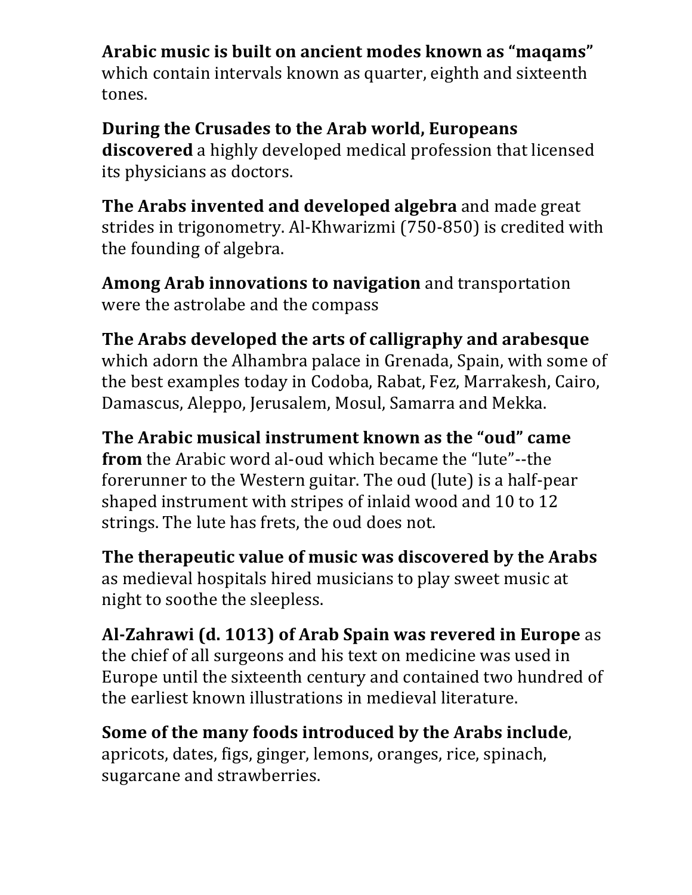**Arabic music is built on ancient modes known as "maqams"** which contain intervals known as quarter, eighth and sixteenth tones.

**During the Crusades to the Arab world, Europeans discovered** a highly developed medical profession that licensed its physicians as doctors.

**The Arabs invented and developed algebra** and made great strides in trigonometry. Al-Khwarizmi (750-850) is credited with the founding of algebra.

**Among Arab innovations to navigation** and transportation were the astrolabe and the compass

**The Arabs developed the arts of calligraphy and arabesque** which adorn the Alhambra palace in Grenada, Spain, with some of the best examples today in Codoba, Rabat, Fez, Marrakesh, Cairo, Damascus, Aleppo, Jerusalem, Mosul, Samarra and Mekka.

**The Arabic musical instrument known as the "oud" came from** the Arabic word al-oud which became the "lute"--the forerunner to the Western guitar. The oud (lute) is a half-pear shaped instrument with stripes of inlaid wood and 10 to 12 strings. The lute has frets, the oud does not.

**The therapeutic value of music was discovered by the Arabs** as medieval hospitals hired musicians to play sweet music at night to soothe the sleepless.

**Al-Zahrawi (d. 1013) of Arab Spain was revered in Europe** as the chief of all surgeons and his text on medicine was used in Europe until the sixteenth century and contained two hundred of the earliest known illustrations in medieval literature.

**Some of the many foods introduced by the Arabs include**, apricots, dates, figs, ginger, lemons, oranges, rice, spinach, sugarcane and strawberries.